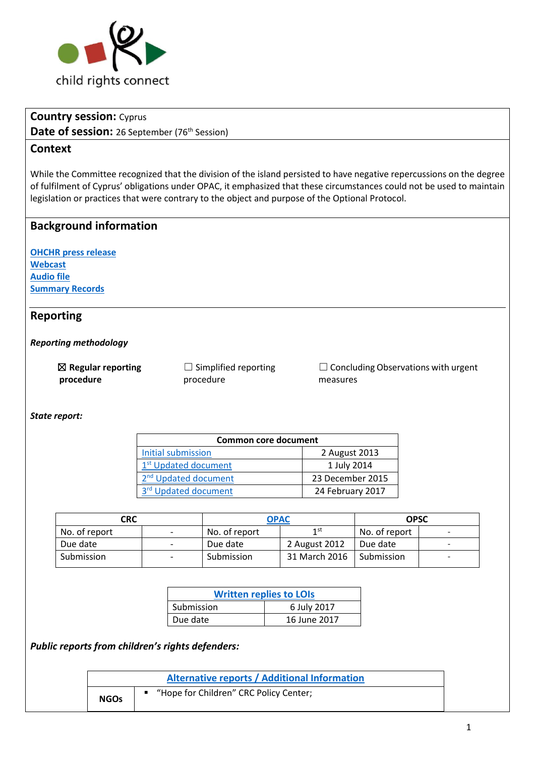child rights connect

**Country session:** Cyprus
**Date of session:** 26 September (76th Session)

## Context

While the Committee recognized that the division of the island persisted to have negative repercussions on the degree of fulfilment of Cyprus' obligations under OPAC, it emphasized that these circumstances could not be used to maintain legislation or practices that were contrary to the object and purpose of the Optional Protocol.

## Background information

OHCHR press release
Webcast
Audio file
Summary Records

## Reporting

***Reporting methodology***

☒ **Regular reporting procedure** ☐ Simplified reporting procedure ☐ Concluding Observations with urgent measures

***State report:***

| Common core document | |
|---|---|
| Initial submission | 2 August 2013 |
| 1st Updated document | 1 July 2014 |
| 2nd Updated document | 23 December 2015 |
| 3rd Updated document | 24 February 2017 |

| CRC | | OPAC | | OPSC | |
|---|---|---|---|---|---|
| No. of report | - | No. of report | 1st | No. of report | - |
| Due date | - | Due date | 2 August 2012 | Due date | - |
| Submission | - | Submission | 31 March 2016 | Submission | - |

| Written replies to LOIs | |
|---|---|
| Submission | 6 July 2017 |
| Due date | 16 June 2017 |

***Public reports from children's rights defenders:***

| Alternative reports / Additional Information | |
|---|---|
| **NGOs** | ▪ "Hope for Children" CRC Policy Center; |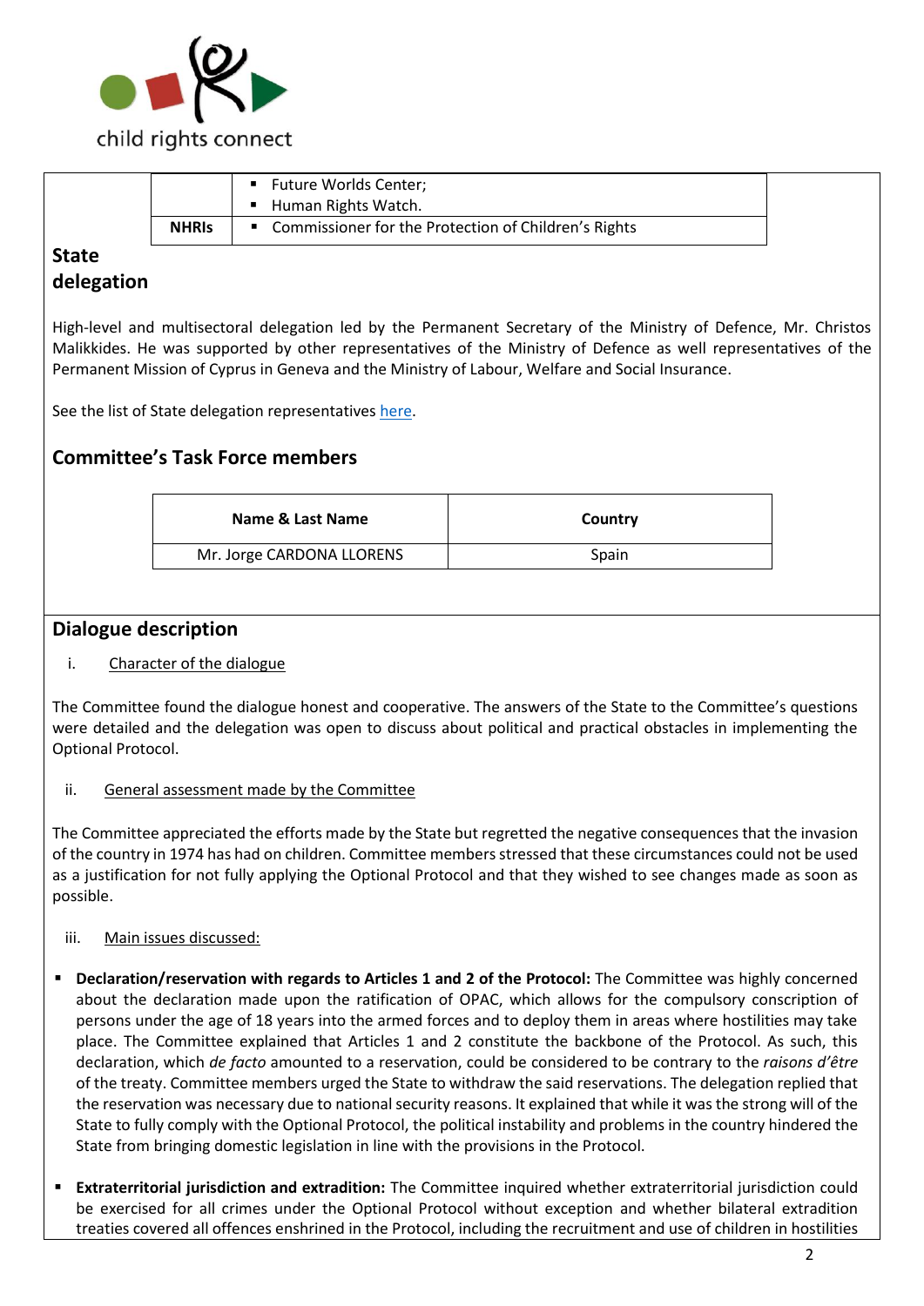| | |
|---|---|
| | ▪ Future Worlds Center;<br>▪ Human Rights Watch. |
| **NHRIs** | ▪ Commissioner for the Protection of Children's Rights |

## State delegation

High-level and multisectoral delegation led by the Permanent Secretary of the Ministry of Defence, Mr. Christos Malikkides. He was supported by other representatives of the Ministry of Defence as well representatives of the Permanent Mission of Cyprus in Geneva and the Ministry of Labour, Welfare and Social Insurance.

See the list of State delegation representatives here.

## Committee's Task Force members

| Name & Last Name | Country |
|---|---|
| Mr. Jorge CARDONA LLORENS | Spain |

## Dialogue description

i. Character of the dialogue

The Committee found the dialogue honest and cooperative. The answers of the State to the Committee's questions were detailed and the delegation was open to discuss about political and practical obstacles in implementing the Optional Protocol.

ii. General assessment made by the Committee

The Committee appreciated the efforts made by the State but regretted the negative consequences that the invasion of the country in 1974 has had on children. Committee members stressed that these circumstances could not be used as a justification for not fully applying the Optional Protocol and that they wished to see changes made as soon as possible.

iii. Main issues discussed:

- **Declaration/reservation with regards to Articles 1 and 2 of the Protocol:** The Committee was highly concerned about the declaration made upon the ratification of OPAC, which allows for the compulsory conscription of persons under the age of 18 years into the armed forces and to deploy them in areas where hostilities may take place. The Committee explained that Articles 1 and 2 constitute the backbone of the Protocol. As such, this declaration, which *de facto* amounted to a reservation, could be considered to be contrary to the *raisons d'être* of the treaty. Committee members urged the State to withdraw the said reservations. The delegation replied that the reservation was necessary due to national security reasons. It explained that while it was the strong will of the State to fully comply with the Optional Protocol, the political instability and problems in the country hindered the State from bringing domestic legislation in line with the provisions in the Protocol.

- **Extraterritorial jurisdiction and extradition:** The Committee inquired whether extraterritorial jurisdiction could be exercised for all crimes under the Optional Protocol without exception and whether bilateral extradition treaties covered all offences enshrined in the Protocol, including the recruitment and use of children in hostilities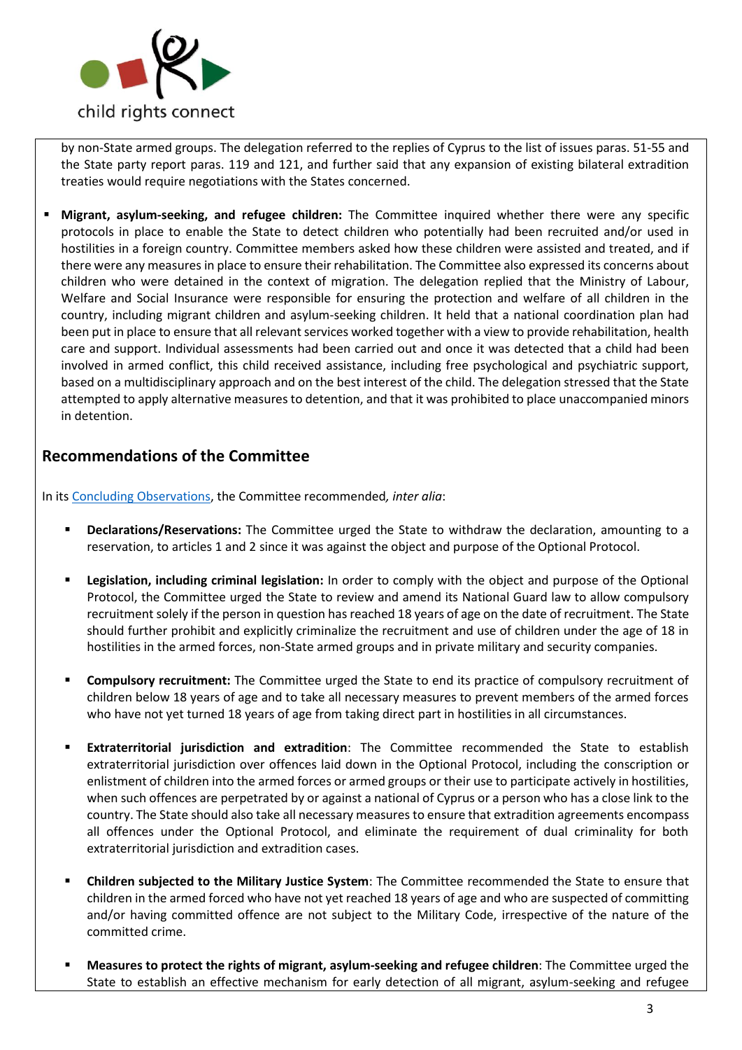by non-State armed groups. The delegation referred to the replies of Cyprus to the list of issues paras. 51-55 and the State party report paras. 119 and 121, and further said that any expansion of existing bilateral extradition treaties would require negotiations with the States concerned.

- **Migrant, asylum-seeking, and refugee children:** The Committee inquired whether there were any specific protocols in place to enable the State to detect children who potentially had been recruited and/or used in hostilities in a foreign country. Committee members asked how these children were assisted and treated, and if there were any measures in place to ensure their rehabilitation. The Committee also expressed its concerns about children who were detained in the context of migration. The delegation replied that the Ministry of Labour, Welfare and Social Insurance were responsible for ensuring the protection and welfare of all children in the country, including migrant children and asylum-seeking children. It held that a national coordination plan had been put in place to ensure that all relevant services worked together with a view to provide rehabilitation, health care and support. Individual assessments had been carried out and once it was detected that a child had been involved in armed conflict, this child received assistance, including free psychological and psychiatric support, based on a multidisciplinary approach and on the best interest of the child. The delegation stressed that the State attempted to apply alternative measures to detention, and that it was prohibited to place unaccompanied minors in detention.

## Recommendations of the Committee

In its [Concluding Observations](), the Committee recommended*, inter alia*:

- **Declarations/Reservations:** The Committee urged the State to withdraw the declaration, amounting to a reservation, to articles 1 and 2 since it was against the object and purpose of the Optional Protocol.

- **Legislation, including criminal legislation:** In order to comply with the object and purpose of the Optional Protocol, the Committee urged the State to review and amend its National Guard law to allow compulsory recruitment solely if the person in question has reached 18 years of age on the date of recruitment. The State should further prohibit and explicitly criminalize the recruitment and use of children under the age of 18 in hostilities in the armed forces, non-State armed groups and in private military and security companies.

- **Compulsory recruitment:** The Committee urged the State to end its practice of compulsory recruitment of children below 18 years of age and to take all necessary measures to prevent members of the armed forces who have not yet turned 18 years of age from taking direct part in hostilities in all circumstances.

- **Extraterritorial jurisdiction and extradition**: The Committee recommended the State to establish extraterritorial jurisdiction over offences laid down in the Optional Protocol, including the conscription or enlistment of children into the armed forces or armed groups or their use to participate actively in hostilities, when such offences are perpetrated by or against a national of Cyprus or a person who has a close link to the country. The State should also take all necessary measures to ensure that extradition agreements encompass all offences under the Optional Protocol, and eliminate the requirement of dual criminality for both extraterritorial jurisdiction and extradition cases.

- **Children subjected to the Military Justice System**: The Committee recommended the State to ensure that children in the armed forced who have not yet reached 18 years of age and who are suspected of committing and/or having committed offence are not subject to the Military Code, irrespective of the nature of the committed crime.

- **Measures to protect the rights of migrant, asylum-seeking and refugee children**: The Committee urged the State to establish an effective mechanism for early detection of all migrant, asylum-seeking and refugee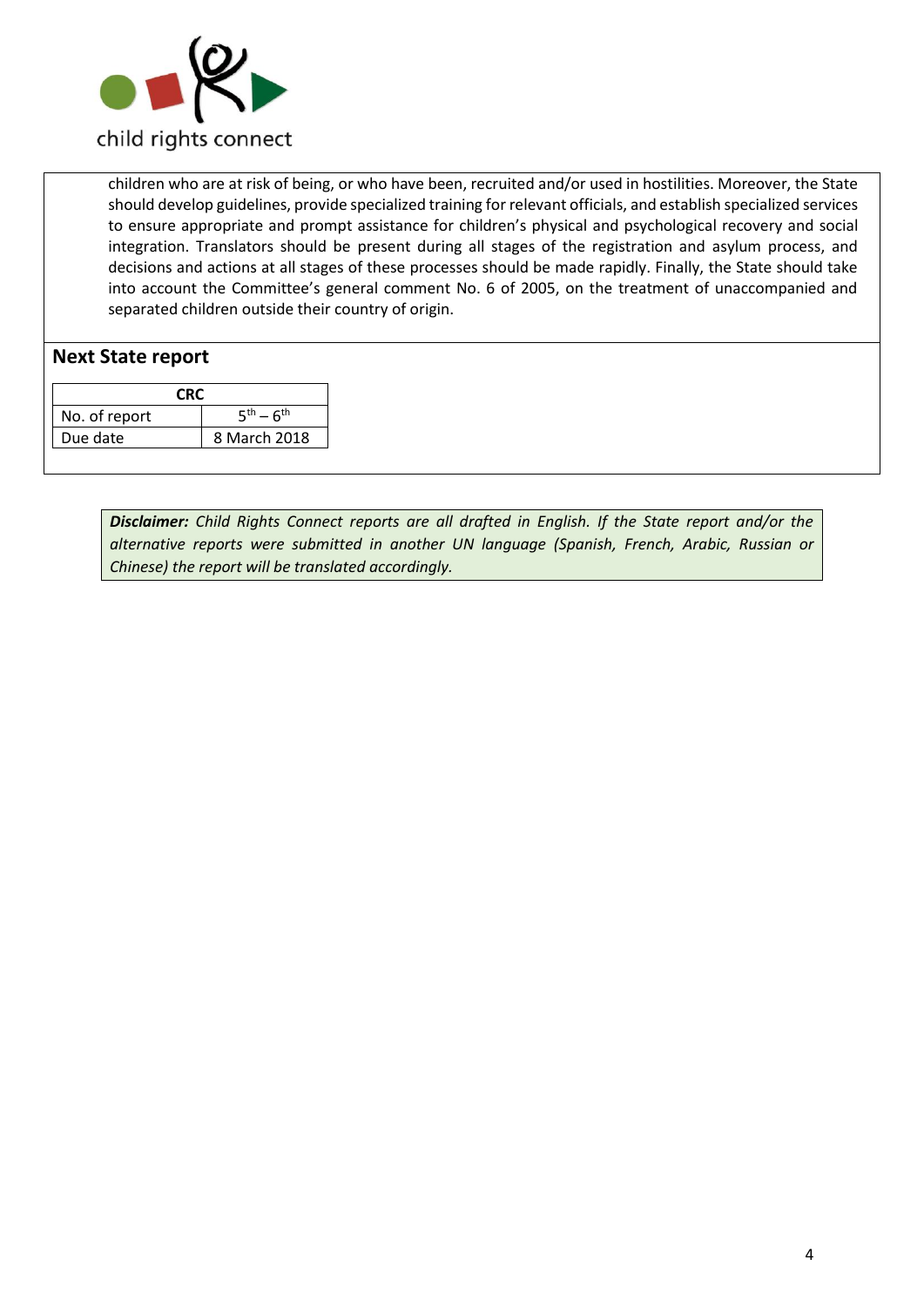children who are at risk of being, or who have been, recruited and/or used in hostilities. Moreover, the State should develop guidelines, provide specialized training for relevant officials, and establish specialized services to ensure appropriate and prompt assistance for children's physical and psychological recovery and social integration. Translators should be present during all stages of the registration and asylum process, and decisions and actions at all stages of these processes should be made rapidly. Finally, the State should take into account the Committee's general comment No. 6 of 2005, on the treatment of unaccompanied and separated children outside their country of origin.

## Next State report

| CRC | |
|---|---|
| No. of report | 5th – 6th |
| Due date | 8 March 2018 |

***Disclaimer:*** *Child Rights Connect reports are all drafted in English. If the State report and/or the alternative reports were submitted in another UN language (Spanish, French, Arabic, Russian or Chinese) the report will be translated accordingly.*